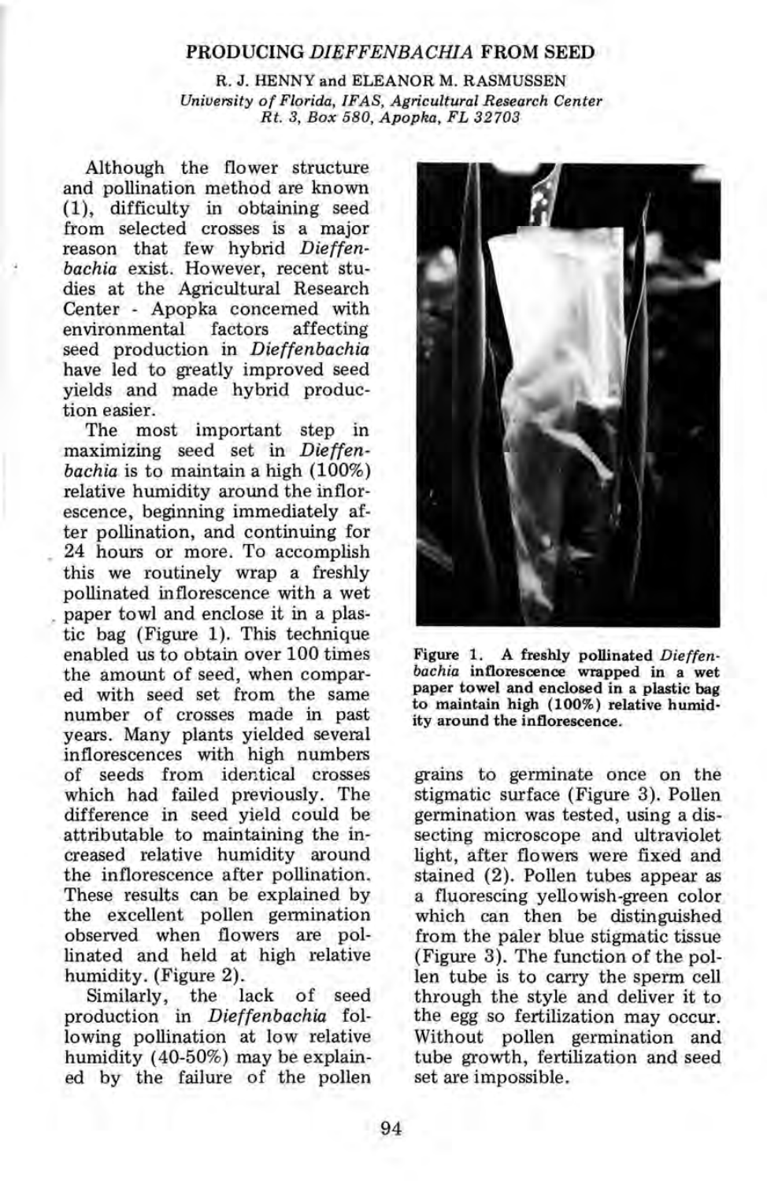# PRODUCING *DIEFFENBACHIA* FROM SEED

R. J. HENNY and ELEANOR M. RASMUSSEN
*University of Florida, IFAS, Agricultural Research Center*
*Rt. 3, Box 580, Apopka, FL 32703*

Although the flower structure and pollination method are known (1), difficulty in obtaining seed from selected crosses is a major reason that few hybrid *Dieffenbachia* exist. However, recent studies at the Agricultural Research Center - Apopka concerned with environmental factors affecting seed production in *Dieffenbachia* have led to greatly improved seed yields and made hybrid production easier.

The most important step in maximizing seed set in *Dieffenbachia* is to maintain a high (100%) relative humidity around the inflorescence, beginning immediately after pollination, and continuing for 24 hours or more. To accomplish this we routinely wrap a freshly pollinated inflorescence with a wet paper towel and enclose it in a plastic bag (Figure 1). This technique enabled us to obtain over 100 times the amount of seed, when compared with seed set from the same number of crosses made in past years. Many plants yielded several inflorescences with high numbers of seeds from identical crosses which had failed previously. The difference in seed yield could be attributable to maintaining the increased relative humidity around the inflorescence after pollination. These results can be explained by the excellent pollen germination observed when flowers are pollinated and held at high relative humidity. (Figure 2).

**Figure 1. A freshly pollinated *Dieffenbachia* inflorescence wrapped in a wet paper towel and enclosed in a plastic bag to maintain high (100%) relative humidity around the inflorescence.**

Similarly, the lack of seed production in *Dieffenbachia* following pollination at low relative humidity (40-50%) may be explained by the failure of the pollen grains to germinate once on the stigmatic surface (Figure 3). Pollen germination was tested, using a dissecting microscope and ultraviolet light, after flowers were fixed and stained (2). Pollen tubes appear as a fluorescing yellowish-green color which can then be distinguished from the paler blue stigmatic tissue (Figure 3). The function of the pollen tube is to carry the sperm cell through the style and deliver it to the egg so fertilization may occur. Without pollen germination and tube growth, fertilization and seed set are impossible.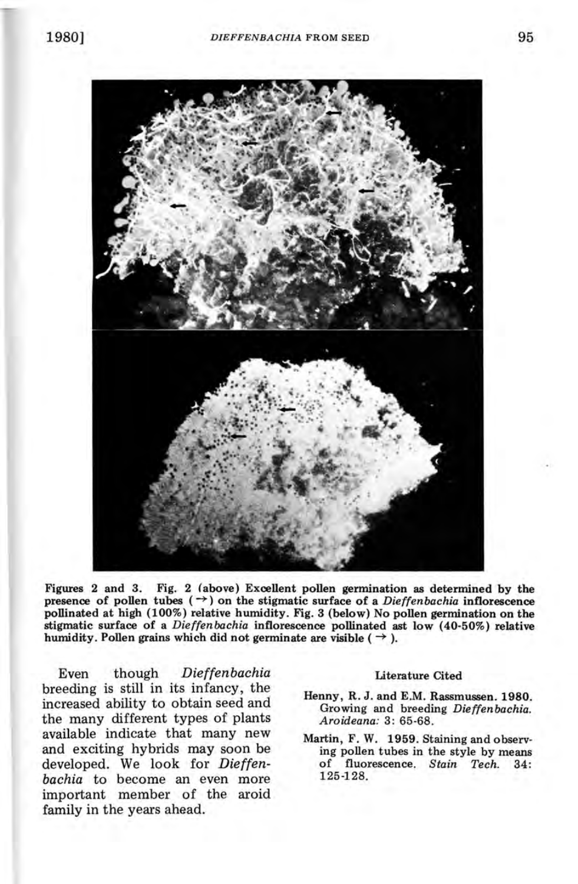Figures 2 and 3. Fig. 2 (above) Excellent pollen germination as determined by the presence of pollen tubes (→) on the stigmatic surface of a *Dieffenbachia* inflorescence pollinated at high (100%) relative humidity. Fig. 3 (below) No pollen germination on the stigmatic surface of a *Dieffenbachia* inflorescence pollinated ast low (40-50%) relative humidity. Pollen grains which did not germinate are visible (→).

Even though *Dieffenbachia* breeding is still in its infancy, the increased ability to obtain seed and the many different types of plants available indicate that many new and exciting hybrids may soon be developed. We look for *Dieffenbachia* to become an even more important member of the aroid family in the years ahead.

## Literature Cited

Henny, R. J. and E.M. Rassmussen. 1980. Growing and breeding *Dieffenbachia*. *Aroideana:* 3: 65-68.

Martin, F. W. 1959. Staining and observing pollen tubes in the style by means of fluorescence. *Stain Tech.* 34: 125-128.